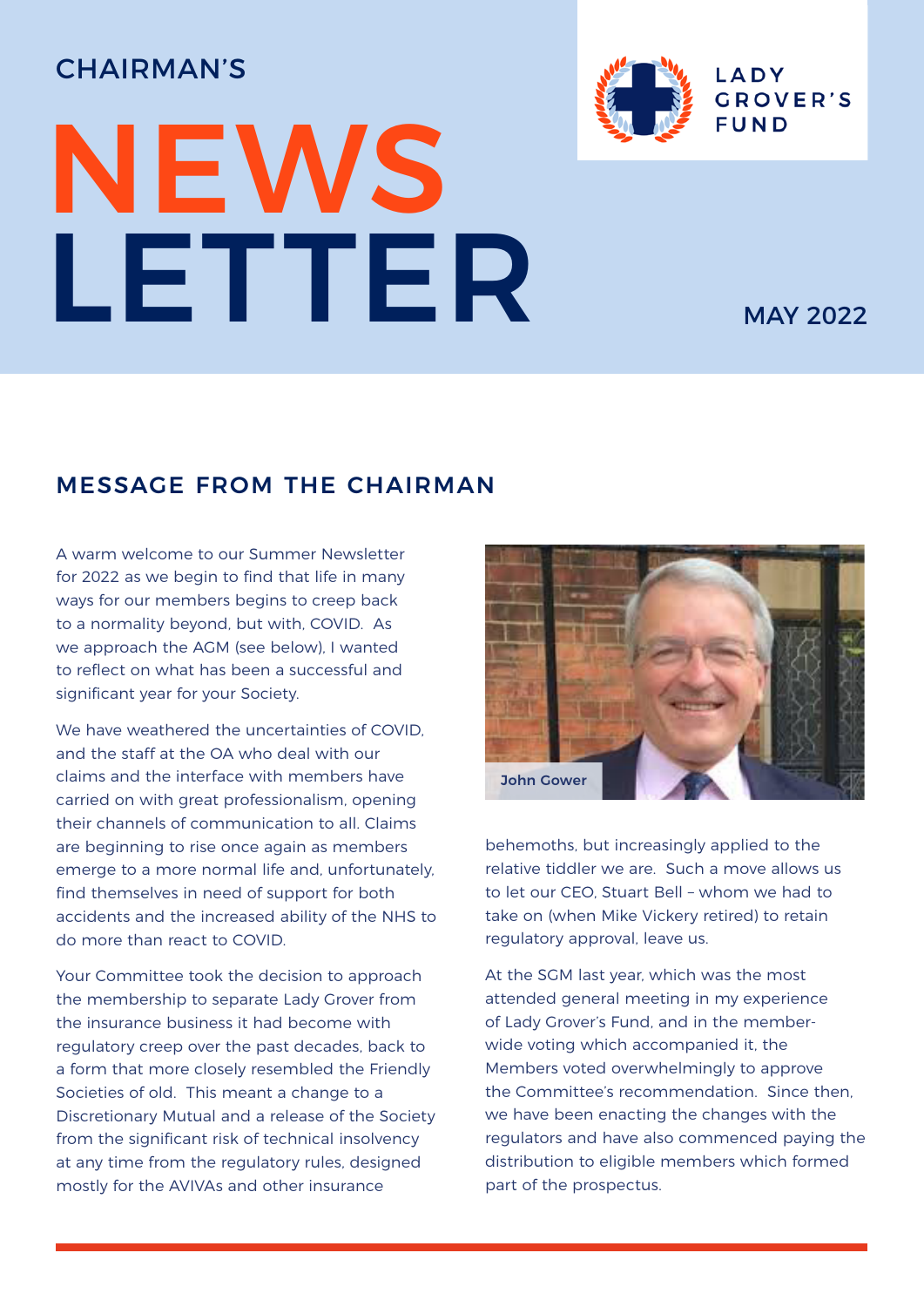CHAIRMAN'S

# NEWS LETTER

LADY GROVER'S FUND

MAY 2022

## MESSAGE FROM THE CHAIRMAN

A warm welcome to our Summer Newsletter for 2022 as we begin to find that life in many ways for our members begins to creep back to a normality beyond, but with, COVID. As we approach the AGM (see below), I wanted to reflect on what has been a successful and significant year for your Society.

We have weathered the uncertainties of COVID, and the staff at the OA who deal with our claims and the interface with members have carried on with great professionalism, opening their channels of communication to all. Claims are beginning to rise once again as members emerge to a more normal life and, unfortunately, find themselves in need of support for both accidents and the increased ability of the NHS to do more than react to COVID.

Your Committee took the decision to approach the membership to separate Lady Grover from the insurance business it had become with regulatory creep over the past decades, back to a form that more closely resembled the Friendly Societies of old. This meant a change to a Discretionary Mutual and a release of the Society from the significant risk of technical insolvency at any time from the regulatory rules, designed mostly for the AVIVAs and other insurance behemoths, but increasingly applied to the relative tiddler we are. Such a move allows us to let our CEO, Stuart Bell – whom we had to take on (when Mike Vickery retired) to retain regulatory approval, leave us.

John Gower

At the SGM last year, which was the most attended general meeting in my experience of Lady Grover's Fund, and in the member-wide voting which accompanied it, the Members voted overwhelmingly to approve the Committee's recommendation. Since then, we have been enacting the changes with the regulators and have also commenced paying the distribution to eligible members which formed part of the prospectus.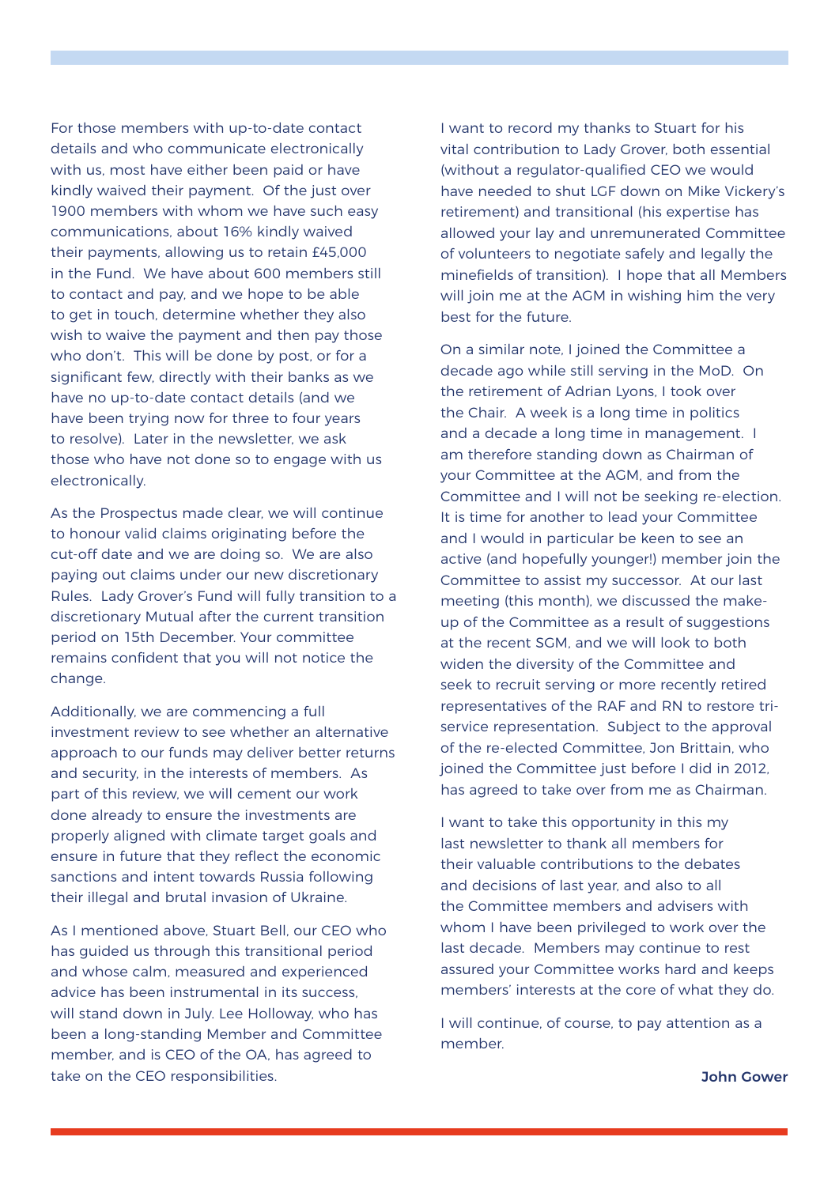For those members with up-to-date contact details and who communicate electronically with us, most have either been paid or have kindly waived their payment. Of the just over 1900 members with whom we have such easy communications, about 16% kindly waived their payments, allowing us to retain £45,000 in the Fund. We have about 600 members still to contact and pay, and we hope to be able to get in touch, determine whether they also wish to waive the payment and then pay those who don't. This will be done by post, or for a significant few, directly with their banks as we have no up-to-date contact details (and we have been trying now for three to four years to resolve). Later in the newsletter, we ask those who have not done so to engage with us electronically.

As the Prospectus made clear, we will continue to honour valid claims originating before the cut-off date and we are doing so. We are also paying out claims under our new discretionary Rules. Lady Grover's Fund will fully transition to a discretionary Mutual after the current transition period on 15th December. Your committee remains confident that you will not notice the change.

Additionally, we are commencing a full investment review to see whether an alternative approach to our funds may deliver better returns and security, in the interests of members. As part of this review, we will cement our work done already to ensure the investments are properly aligned with climate target goals and ensure in future that they reflect the economic sanctions and intent towards Russia following their illegal and brutal invasion of Ukraine.

As I mentioned above, Stuart Bell, our CEO who has guided us through this transitional period and whose calm, measured and experienced advice has been instrumental in its success, will stand down in July. Lee Holloway, who has been a long-standing Member and Committee member, and is CEO of the OA, has agreed to take on the CEO responsibilities.

I want to record my thanks to Stuart for his vital contribution to Lady Grover, both essential (without a regulator-qualified CEO we would have needed to shut LGF down on Mike Vickery's retirement) and transitional (his expertise has allowed your lay and unremunerated Committee of volunteers to negotiate safely and legally the minefields of transition). I hope that all Members will join me at the AGM in wishing him the very best for the future.

On a similar note, I joined the Committee a decade ago while still serving in the MoD. On the retirement of Adrian Lyons, I took over the Chair. A week is a long time in politics and a decade a long time in management. I am therefore standing down as Chairman of your Committee at the AGM, and from the Committee and I will not be seeking re-election. It is time for another to lead your Committee and I would in particular be keen to see an active (and hopefully younger!) member join the Committee to assist my successor. At our last meeting (this month), we discussed the make-up of the Committee as a result of suggestions at the recent SGM, and we will look to both widen the diversity of the Committee and seek to recruit serving or more recently retired representatives of the RAF and RN to restore tri-service representation. Subject to the approval of the re-elected Committee, Jon Brittain, who joined the Committee just before I did in 2012, has agreed to take over from me as Chairman.

I want to take this opportunity in this my last newsletter to thank all members for their valuable contributions to the debates and decisions of last year, and also to all the Committee members and advisers with whom I have been privileged to work over the last decade. Members may continue to rest assured your Committee works hard and keeps members' interests at the core of what they do.

I will continue, of course, to pay attention as a member.

**John Gower**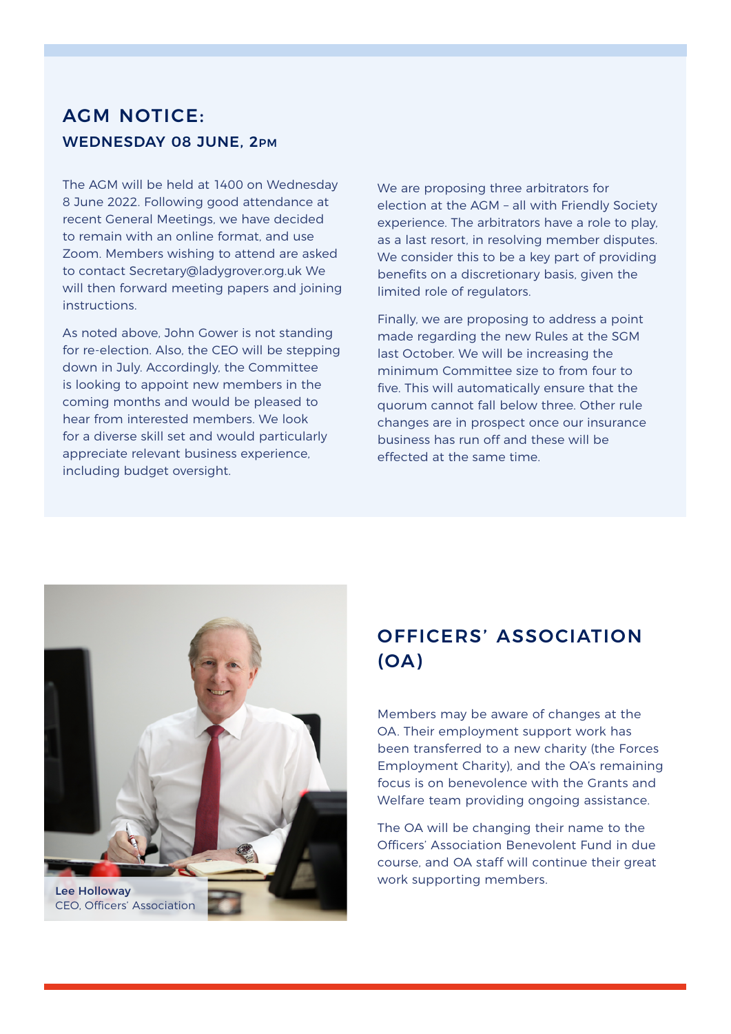## AGM NOTICE:

### WEDNESDAY 08 JUNE, 2PM

The AGM will be held at 1400 on Wednesday 8 June 2022. Following good attendance at recent General Meetings, we have decided to remain with an online format, and use Zoom. Members wishing to attend are asked to contact Secretary@ladygrover.org.uk We will then forward meeting papers and joining instructions.

As noted above, John Gower is not standing for re-election. Also, the CEO will be stepping down in July. Accordingly, the Committee is looking to appoint new members in the coming months and would be pleased to hear from interested members. We look for a diverse skill set and would particularly appreciate relevant business experience, including budget oversight.

We are proposing three arbitrators for election at the AGM – all with Friendly Society experience. The arbitrators have a role to play, as a last resort, in resolving member disputes. We consider this to be a key part of providing benefits on a discretionary basis, given the limited role of regulators.

Finally, we are proposing to address a point made regarding the new Rules at the SGM last October. We will be increasing the minimum Committee size to from four to five. This will automatically ensure that the quorum cannot fall below three. Other rule changes are in prospect once our insurance business has run off and these will be effected at the same time.

**Lee Holloway**
CEO, Officers' Association

## OFFICERS' ASSOCIATION (OA)

Members may be aware of changes at the OA. Their employment support work has been transferred to a new charity (the Forces Employment Charity), and the OA's remaining focus is on benevolence with the Grants and Welfare team providing ongoing assistance.

The OA will be changing their name to the Officers' Association Benevolent Fund in due course, and OA staff will continue their great work supporting members.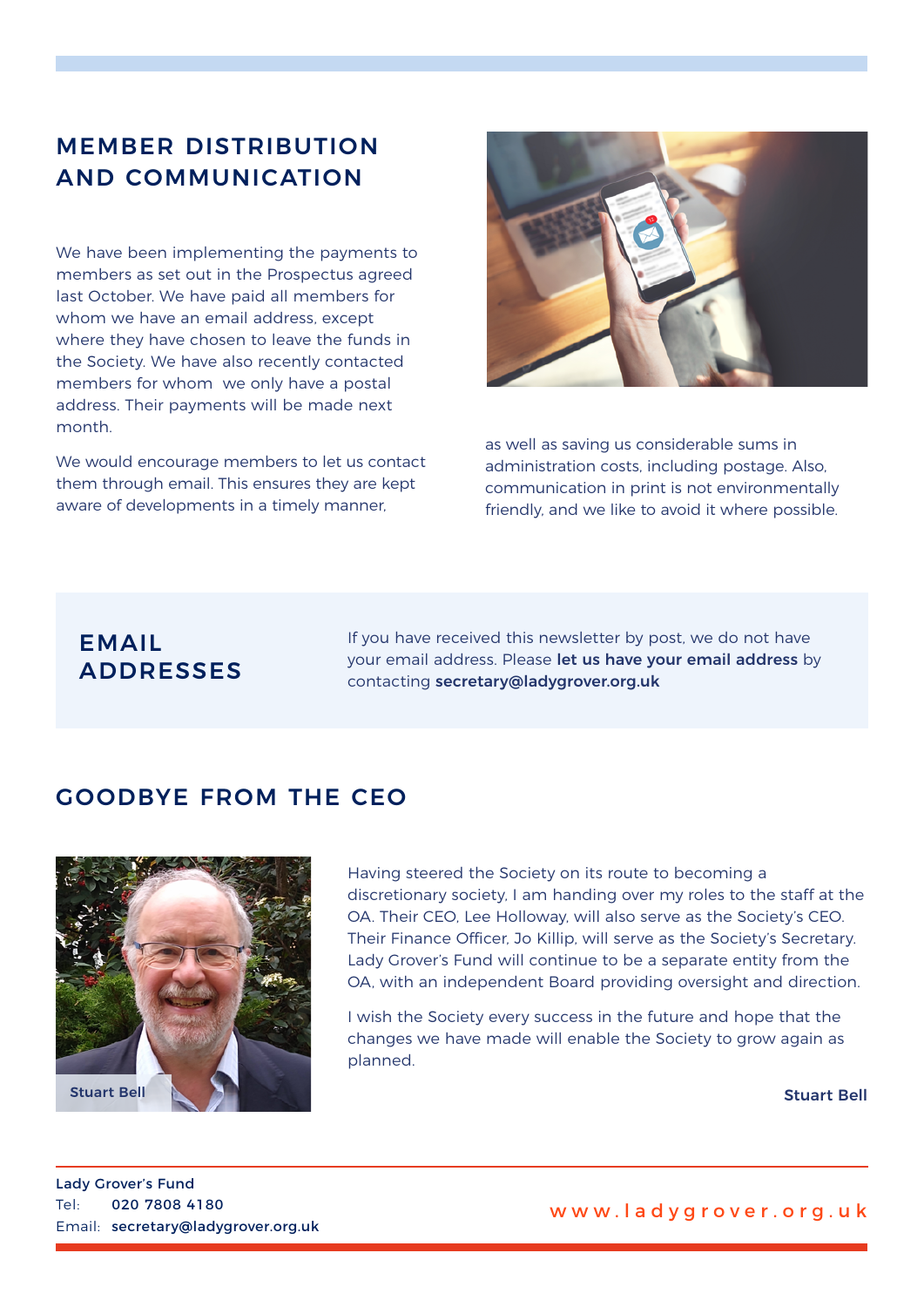## MEMBER DISTRIBUTION AND COMMUNICATION

We have been implementing the payments to members as set out in the Prospectus agreed last October. We have paid all members for whom we have an email address, except where they have chosen to leave the funds in the Society. We have also recently contacted members for whom we only have a postal address. Their payments will be made next month.

We would encourage members to let us contact them through email. This ensures they are kept aware of developments in a timely manner, as well as saving us considerable sums in administration costs, including postage. Also, communication in print is not environmentally friendly, and we like to avoid it where possible.

## EMAIL ADDRESSES

If you have received this newsletter by post, we do not have your email address. Please **let us have your email address** by contacting **secretary@ladygrover.org.uk**

## GOODBYE FROM THE CEO

Stuart Bell

Having steered the Society on its route to becoming a discretionary society, I am handing over my roles to the staff at the OA. Their CEO, Lee Holloway, will also serve as the Society's CEO. Their Finance Officer, Jo Killip, will serve as the Society's Secretary. Lady Grover's Fund will continue to be a separate entity from the OA, with an independent Board providing oversight and direction.

I wish the Society every success in the future and hope that the changes we have made will enable the Society to grow again as planned.

**Stuart Bell**

Lady Grover's Fund
Tel: 020 7808 4180
Email: secretary@ladygrover.org.uk

www.ladygrover.org.uk